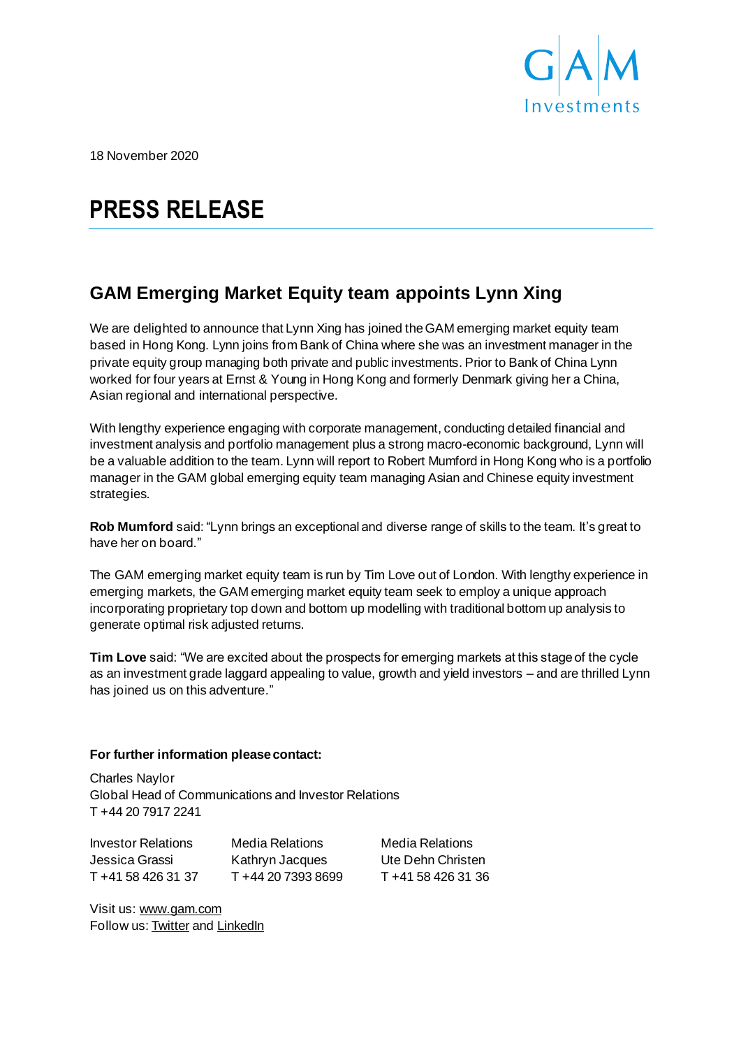18 November 2020

# PRESS RELEASE

## GAM Emerging Market Equity team appoints Lynn Xing

We are delighted to announce that Lynn Xing has joined the GAM emerging market equity team based in Hong Kong. Lynn joins from Bank of China where she was an investment manager in the private equity group managing both private and public investments. Prior to Bank of China Lynn worked for four years at Ernst & Young in Hong Kong and formerly Denmark giving her a China, Asian regional and international perspective.

With lengthy experience engaging with corporate management, conducting detailed financial and investment analysis and portfolio management plus a strong macro-economic background, Lynn will be a valuable addition to the team. Lynn will report to Robert Mumford in Hong Kong who is a portfolio manager in the GAM global emerging equity team managing Asian and Chinese equity investment strategies.

**Rob Mumford** said: "Lynn brings an exceptional and diverse range of skills to the team. It's great to have her on board."

The GAM emerging market equity team is run by Tim Love out of London. With lengthy experience in emerging markets, the GAM emerging market equity team seek to employ a unique approach incorporating proprietary top down and bottom up modelling with traditional bottom up analysis to generate optimal risk adjusted returns.

**Tim Love** said: "We are excited about the prospects for emerging markets at this stage of the cycle as an investment grade laggard appealing to value, growth and yield investors – and are thrilled Lynn has joined us on this adventure."

**For further information please contact:**

Charles Naylor
Global Head of Communications and Investor Relations
T +44 20 7917 2241

| | | |
|---|---|---|
| Investor Relations | Media Relations | Media Relations |
| Jessica Grassi | Kathryn Jacques | Ute Dehn Christen |
| T +41 58 426 31 37 | T +44 20 7393 8699 | T +41 58 426 31 36 |

Visit us: www.gam.com
Follow us: Twitter and LinkedIn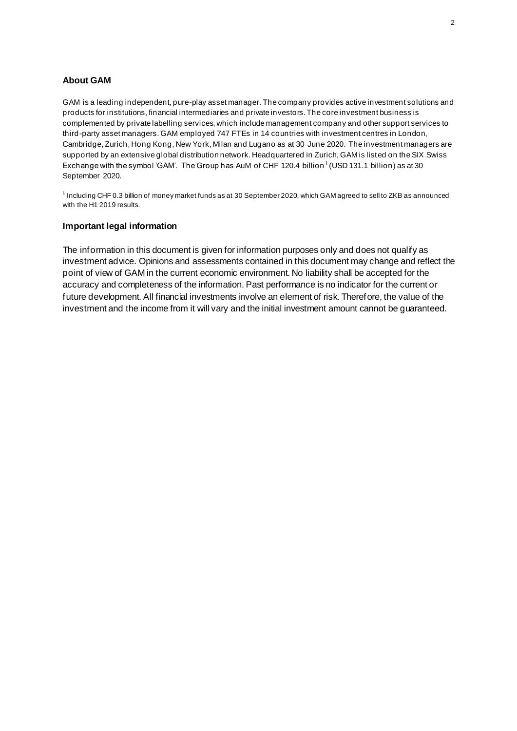## About GAM

GAM is a leading independent, pure-play asset manager. The company provides active investment solutions and products for institutions, financial intermediaries and private investors. The core investment business is complemented by private labelling services, which include management company and other support services to third-party asset managers. GAM employed 747 FTEs in 14 countries with investment centres in London, Cambridge, Zurich, Hong Kong, New York, Milan and Lugano as at 30 June 2020. The investment managers are supported by an extensive global distribution network. Headquartered in Zurich, GAM is listed on the SIX Swiss Exchange with the symbol 'GAM'. The Group has AuM of CHF 120.4 billion[1] (USD 131.1 billion) as at 30 September 2020.

[1] Including CHF 0.3 billion of money market funds as at 30 September 2020, which GAM agreed to sell to ZKB as announced with the H1 2019 results.

## Important legal information

The information in this document is given for information purposes only and does not qualify as investment advice. Opinions and assessments contained in this document may change and reflect the point of view of GAM in the current economic environment. No liability shall be accepted for the accuracy and completeness of the information. Past performance is no indicator for the current or future development. All financial investments involve an element of risk. Therefore, the value of the investment and the income from it will vary and the initial investment amount cannot be guaranteed.